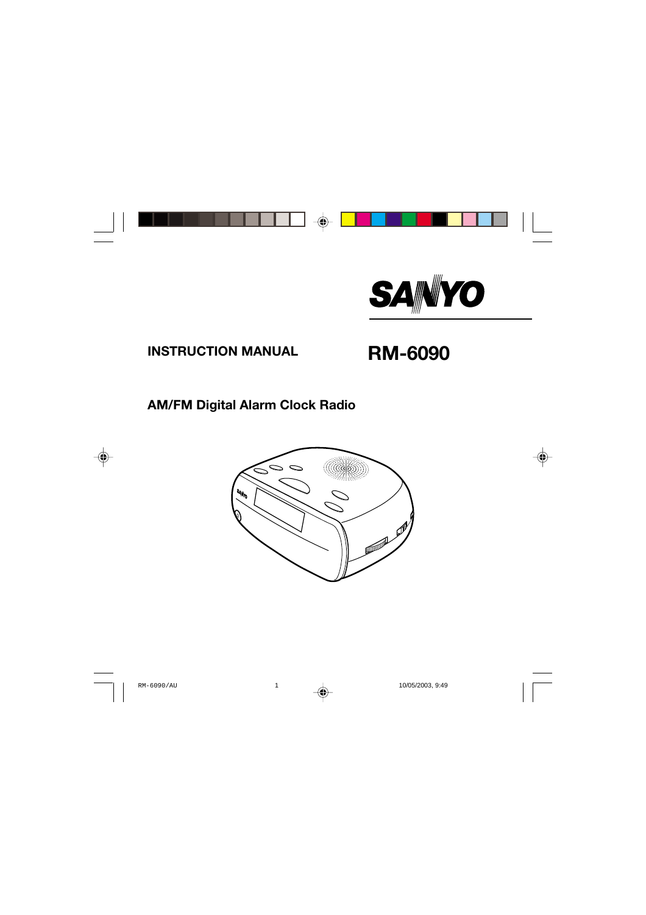SANYO

**INSTRUCTION MANUAL**

# RM-6090

## AM/FM Digital Alarm Clock Radio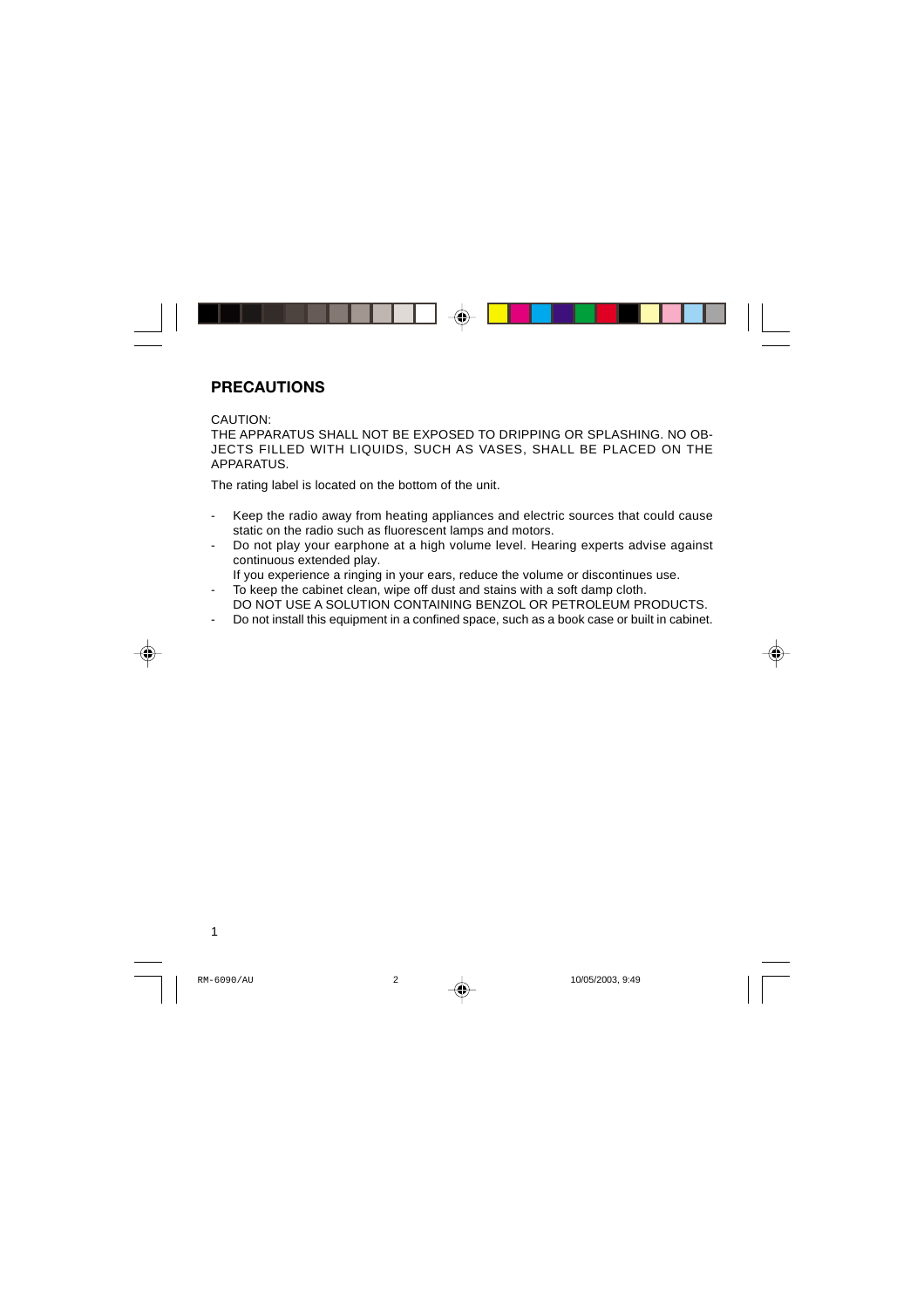## PRECAUTIONS

CAUTION:
THE APPARATUS SHALL NOT BE EXPOSED TO DRIPPING OR SPLASHING. NO OBJECTS FILLED WITH LIQUIDS, SUCH AS VASES, SHALL BE PLACED ON THE APPARATUS.

The rating label is located on the bottom of the unit.

- Keep the radio away from heating appliances and electric sources that could cause static on the radio such as fluorescent lamps and motors.
- Do not play your earphone at a high volume level. Hearing experts advise against continuous extended play.
  If you experience a ringing in your ears, reduce the volume or discontinues use.
- To keep the cabinet clean, wipe off dust and stains with a soft damp cloth.
  DO NOT USE A SOLUTION CONTAINING BENZOL OR PETROLEUM PRODUCTS.
- Do not install this equipment in a confined space, such as a book case or built in cabinet.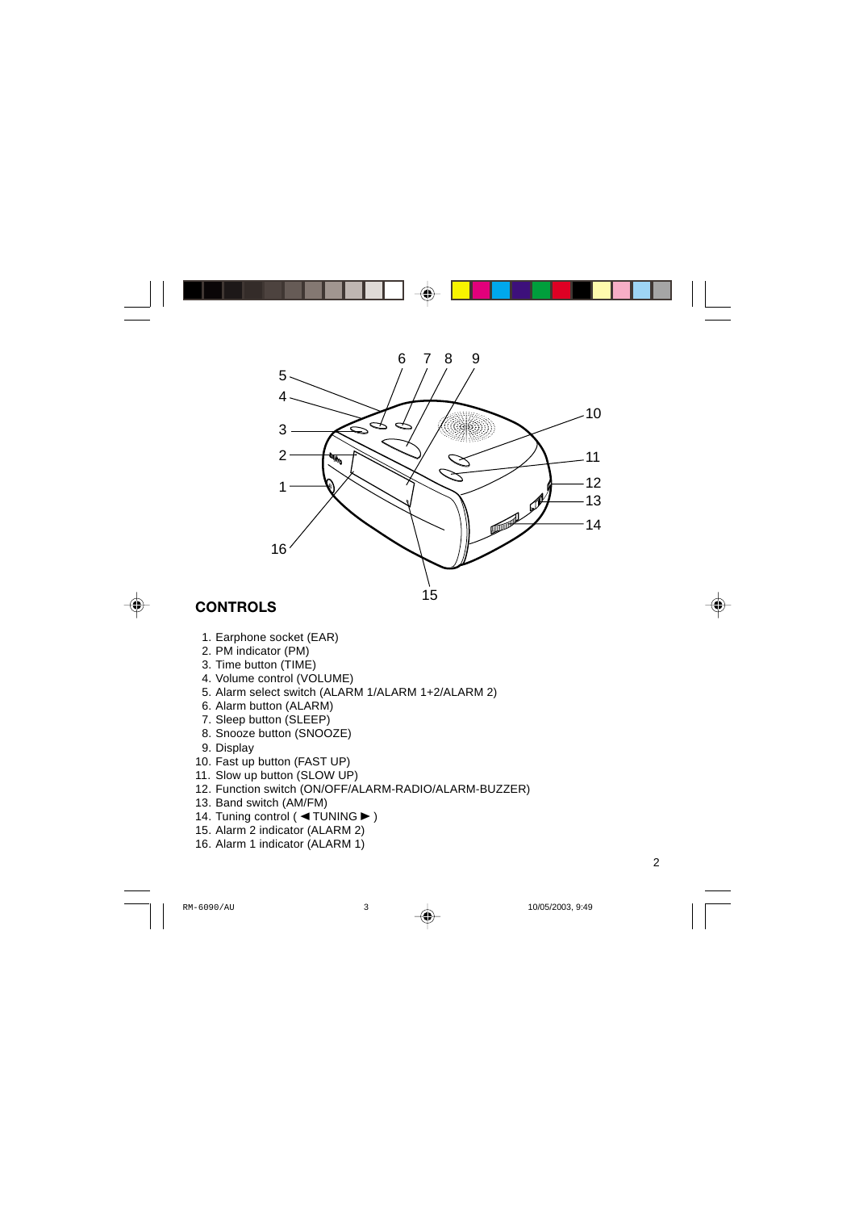## CONTROLS

1. Earphone socket (EAR)
2. PM indicator (PM)
3. Time button (TIME)
4. Volume control (VOLUME)
5. Alarm select switch (ALARM 1/ALARM 1+2/ALARM 2)
6. Alarm button (ALARM)
7. Sleep button (SLEEP)
8. Snooze button (SNOOZE)
9. Display
10. Fast up button (FAST UP)
11. Slow up button (SLOW UP)
12. Function switch (ON/OFF/ALARM-RADIO/ALARM-BUZZER)
13. Band switch (AM/FM)
14. Tuning control ( ◄ TUNING ► )
15. Alarm 2 indicator (ALARM 2)
16. Alarm 1 indicator (ALARM 1)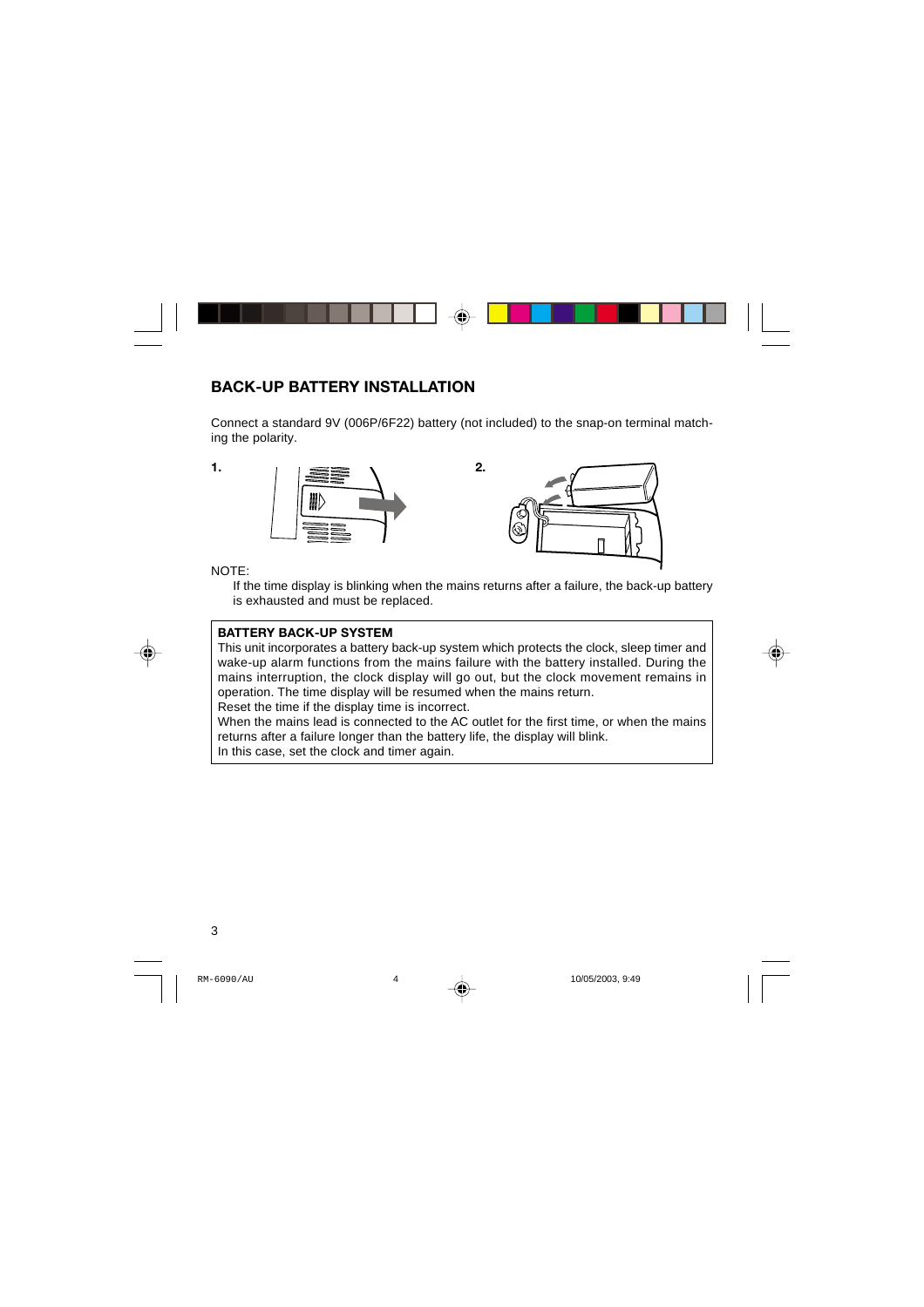## BACK-UP BATTERY INSTALLATION

Connect a standard 9V (006P/6F22) battery (not included) to the snap-on terminal matching the polarity.

**1.**

**2.**

NOTE:

If the time display is blinking when the mains returns after a failure, the back-up battery is exhausted and must be replaced.

**BATTERY BACK-UP SYSTEM**

This unit incorporates a battery back-up system which protects the clock, sleep timer and wake-up alarm functions from the mains failure with the battery installed. During the mains interruption, the clock display will go out, but the clock movement remains in operation. The time display will be resumed when the mains return.
Reset the time if the display time is incorrect.
When the mains lead is connected to the AC outlet for the first time, or when the mains returns after a failure longer than the battery life, the display will blink.
In this case, set the clock and timer again.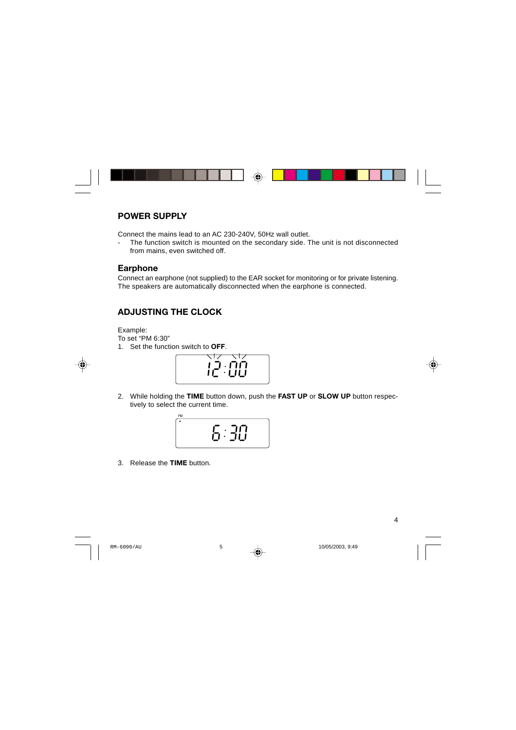## POWER SUPPLY

Connect the mains lead to an AC 230-240V, 50Hz wall outlet.

- The function switch is mounted on the secondary side. The unit is not disconnected from mains, even switched off.

### Earphone

Connect an earphone (not supplied) to the EAR socket for monitoring or for private listening. The speakers are automatically disconnected when the earphone is connected.

## ADJUSTING THE CLOCK

Example:
To set "PM 6:30"

1. Set the function switch to **OFF**.

12:00

2. While holding the **TIME** button down, push the **FAST UP** or **SLOW UP** button respectively to select the current time.

PM
6:30

3. Release the **TIME** button.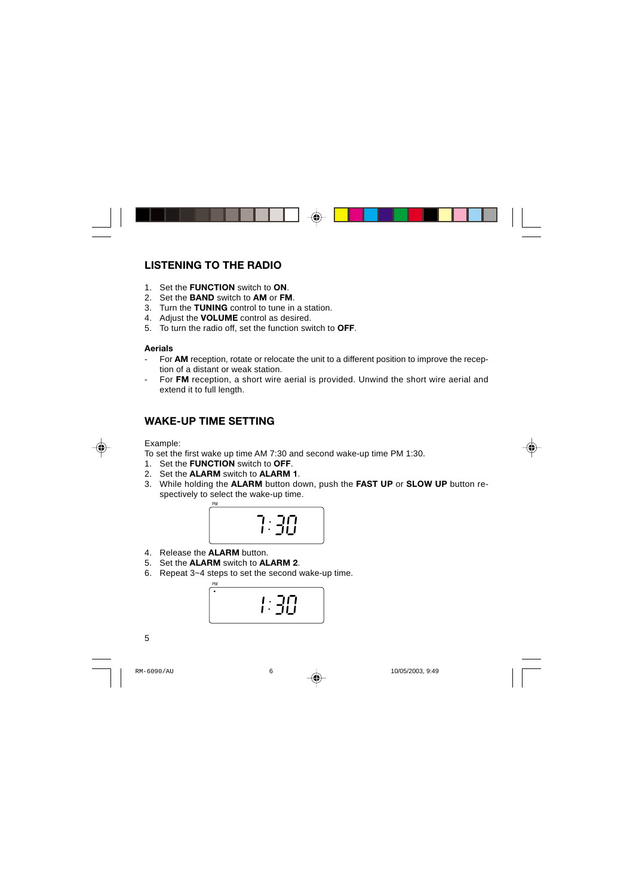## LISTENING TO THE RADIO

1. Set the **FUNCTION** switch to **ON**.
2. Set the **BAND** switch to **AM** or **FM**.
3. Turn the **TUNING** control to tune in a station.
4. Adjust the **VOLUME** control as desired.
5. To turn the radio off, set the function switch to **OFF**.

**Aerials**

- For **AM** reception, rotate or relocate the unit to a different position to improve the reception of a distant or weak station.
- For **FM** reception, a short wire aerial is provided. Unwind the short wire aerial and extend it to full length.

## WAKE-UP TIME SETTING

Example:

To set the first wake up time AM 7:30 and second wake-up time PM 1:30.

1. Set the **FUNCTION** switch to **OFF**.
2. Set the **ALARM** switch to **ALARM 1**.
3. While holding the **ALARM** button down, push the **FAST UP** or **SLOW UP** button respectively to select the wake-up time.

PM 7:30

4. Release the **ALARM** button.
5. Set the **ALARM** switch to **ALARM 2**.
6. Repeat 3~4 steps to set the second wake-up time.

PM 1:30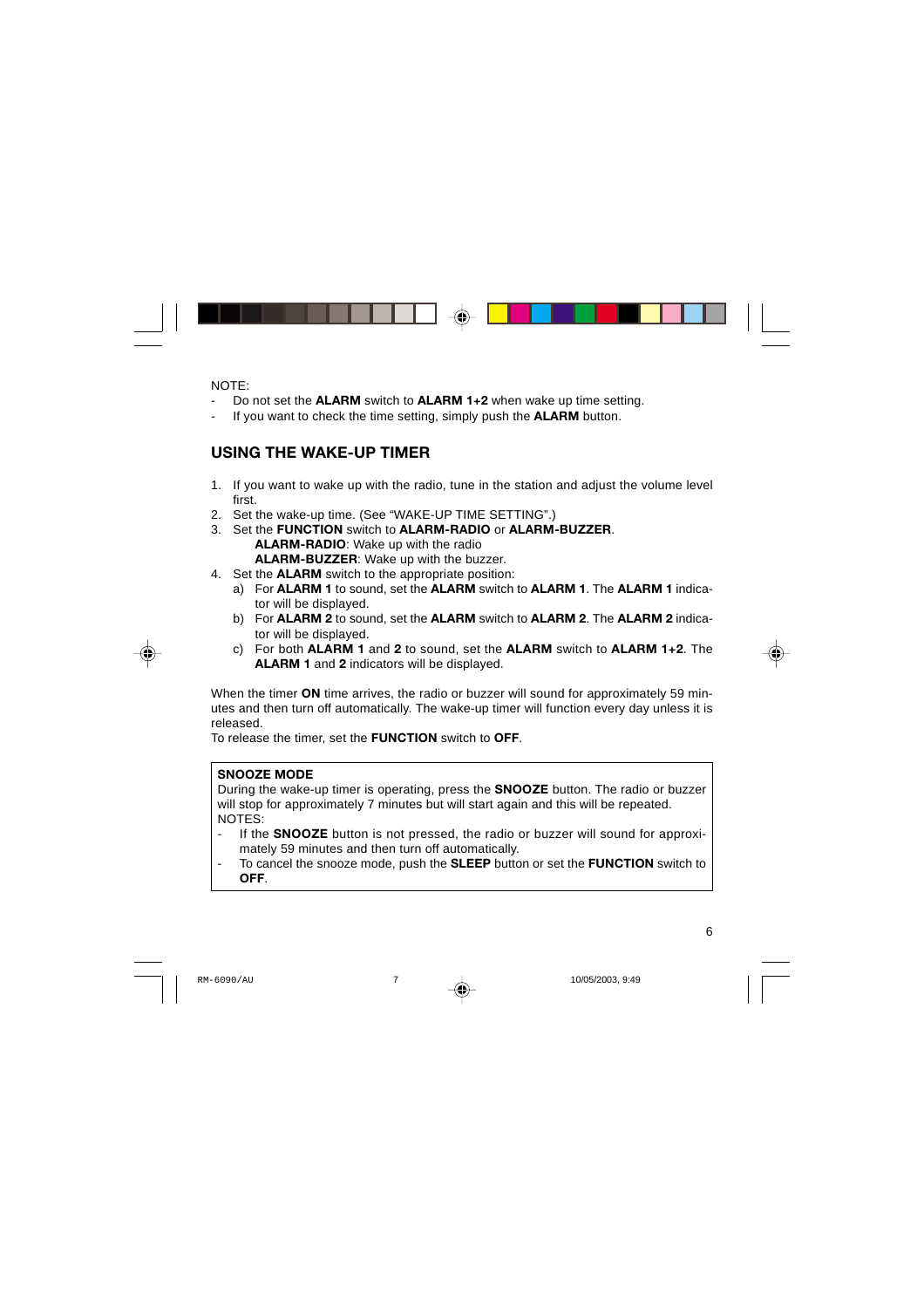NOTE:

- Do not set the **ALARM** switch to **ALARM 1+2** when wake up time setting.
- If you want to check the time setting, simply push the **ALARM** button.

## USING THE WAKE-UP TIMER

1. If you want to wake up with the radio, tune in the station and adjust the volume level first.
2. Set the wake-up time. (See “WAKE-UP TIME SETTING”.)
3. Set the **FUNCTION** switch to **ALARM-RADIO** or **ALARM-BUZZER**.
   **ALARM-RADIO**: Wake up with the radio
   **ALARM-BUZZER**: Wake up with the buzzer.
4. Set the **ALARM** switch to the appropriate position:
   a) For **ALARM 1** to sound, set the **ALARM** switch to **ALARM 1**. The **ALARM 1** indicator will be displayed.
   b) For **ALARM 2** to sound, set the **ALARM** switch to **ALARM 2**. The **ALARM 2** indicator will be displayed.
   c) For both **ALARM 1** and **2** to sound, set the **ALARM** switch to **ALARM 1+2**. The **ALARM 1** and **2** indicators will be displayed.

When the timer **ON** time arrives, the radio or buzzer will sound for approximately 59 minutes and then turn off automatically. The wake-up timer will function every day unless it is released.
To release the timer, set the **FUNCTION** switch to **OFF**.

**SNOOZE MODE**

During the wake-up timer is operating, press the **SNOOZE** button. The radio or buzzer will stop for approximately 7 minutes but will start again and this will be repeated.
NOTES:

- If the **SNOOZE** button is not pressed, the radio or buzzer will sound for approximately 59 minutes and then turn off automatically.
- To cancel the snooze mode, push the **SLEEP** button or set the **FUNCTION** switch to **OFF**.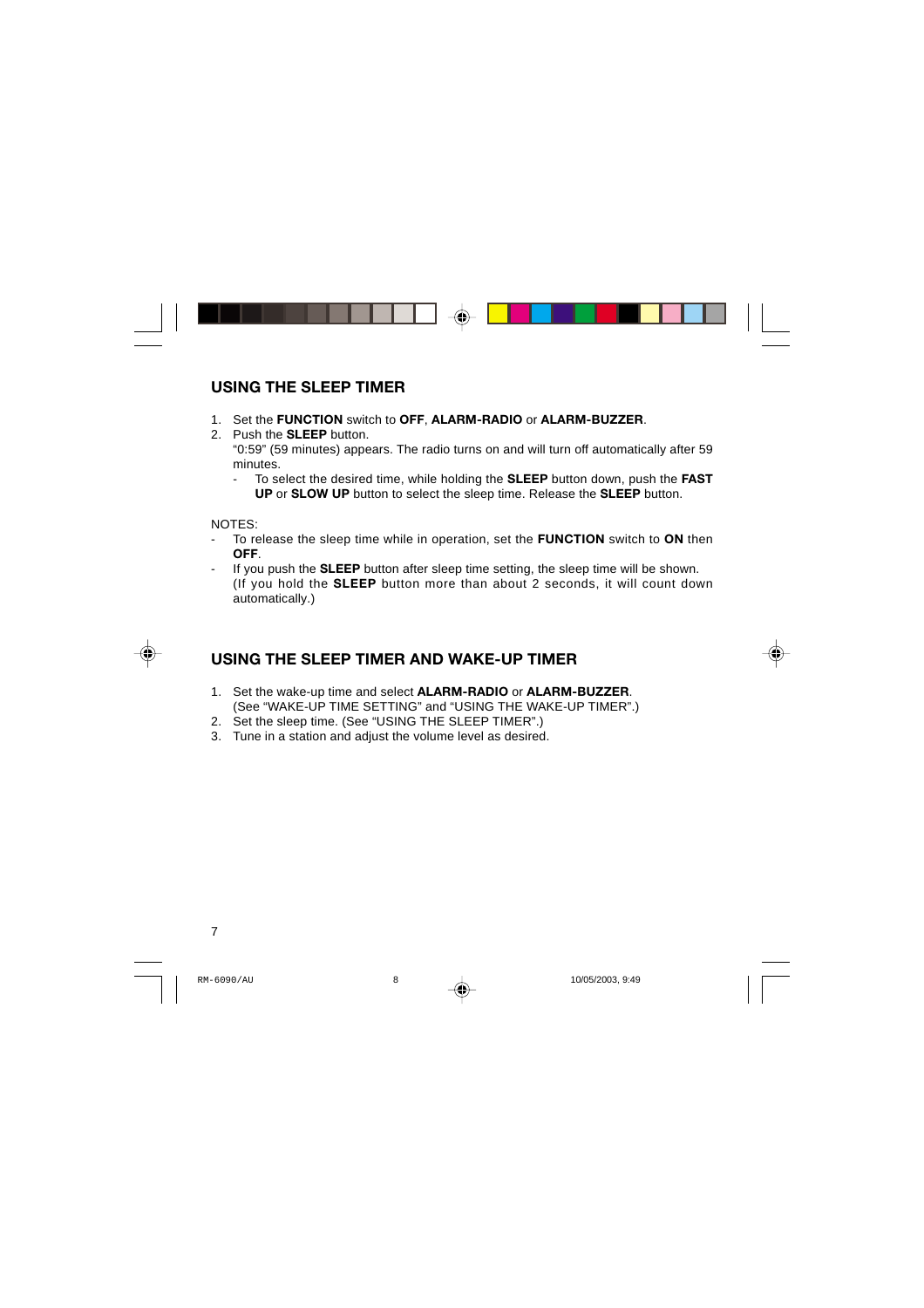## USING THE SLEEP TIMER

1. Set the **FUNCTION** switch to **OFF**, **ALARM-RADIO** or **ALARM-BUZZER**.
2. Push the **SLEEP** button.
   "0:59" (59 minutes) appears. The radio turns on and will turn off automatically after 59 minutes.
   - To select the desired time, while holding the **SLEEP** button down, push the **FAST UP** or **SLOW UP** button to select the sleep time. Release the **SLEEP** button.

NOTES:

- To release the sleep time while in operation, set the **FUNCTION** switch to **ON** then **OFF**.
- If you push the **SLEEP** button after sleep time setting, the sleep time will be shown. (If you hold the **SLEEP** button more than about 2 seconds, it will count down automatically.)

## USING THE SLEEP TIMER AND WAKE-UP TIMER

1. Set the wake-up time and select **ALARM-RADIO** or **ALARM-BUZZER**. (See "WAKE-UP TIME SETTING" and "USING THE WAKE-UP TIMER".)
2. Set the sleep time. (See "USING THE SLEEP TIMER".)
3. Tune in a station and adjust the volume level as desired.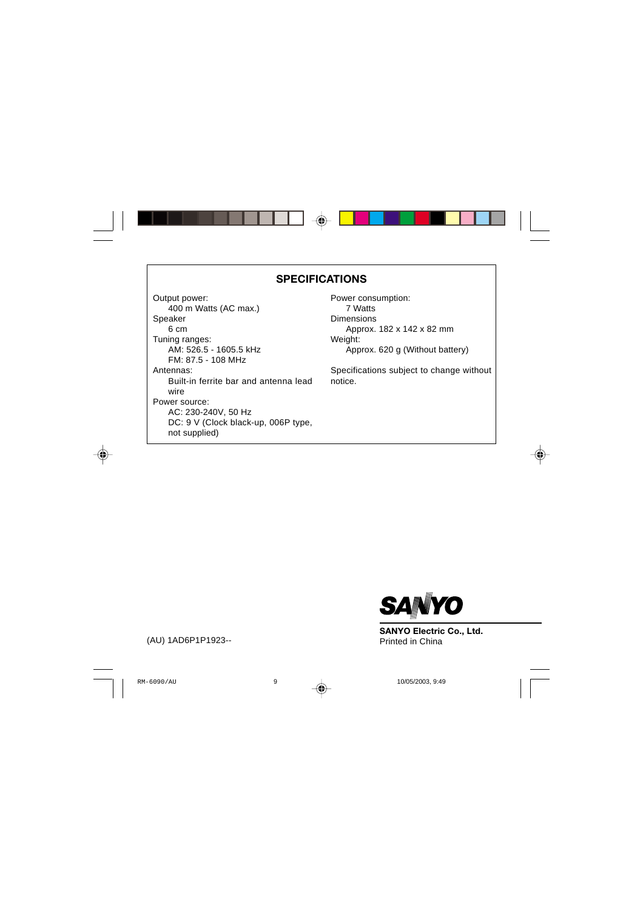## SPECIFICATIONS

Output power:
400 m Watts (AC max.)

Speaker
6 cm

Tuning ranges:
AM: 526.5 - 1605.5 kHz
FM: 87.5 - 108 MHz

Antennas:
Built-in ferrite bar and antenna lead wire

Power source:
AC: 230-240V, 50 Hz
DC: 9 V (Clock black-up, 006P type, not supplied)

Power consumption:
7 Watts

Dimensions
Approx. 182 x 142 x 82 mm

Weight:
Approx. 620 g (Without battery)

Specifications subject to change without notice.

(AU) 1AD6P1P1923--

SANYO

**SANYO Electric Co., Ltd.**
Printed in China